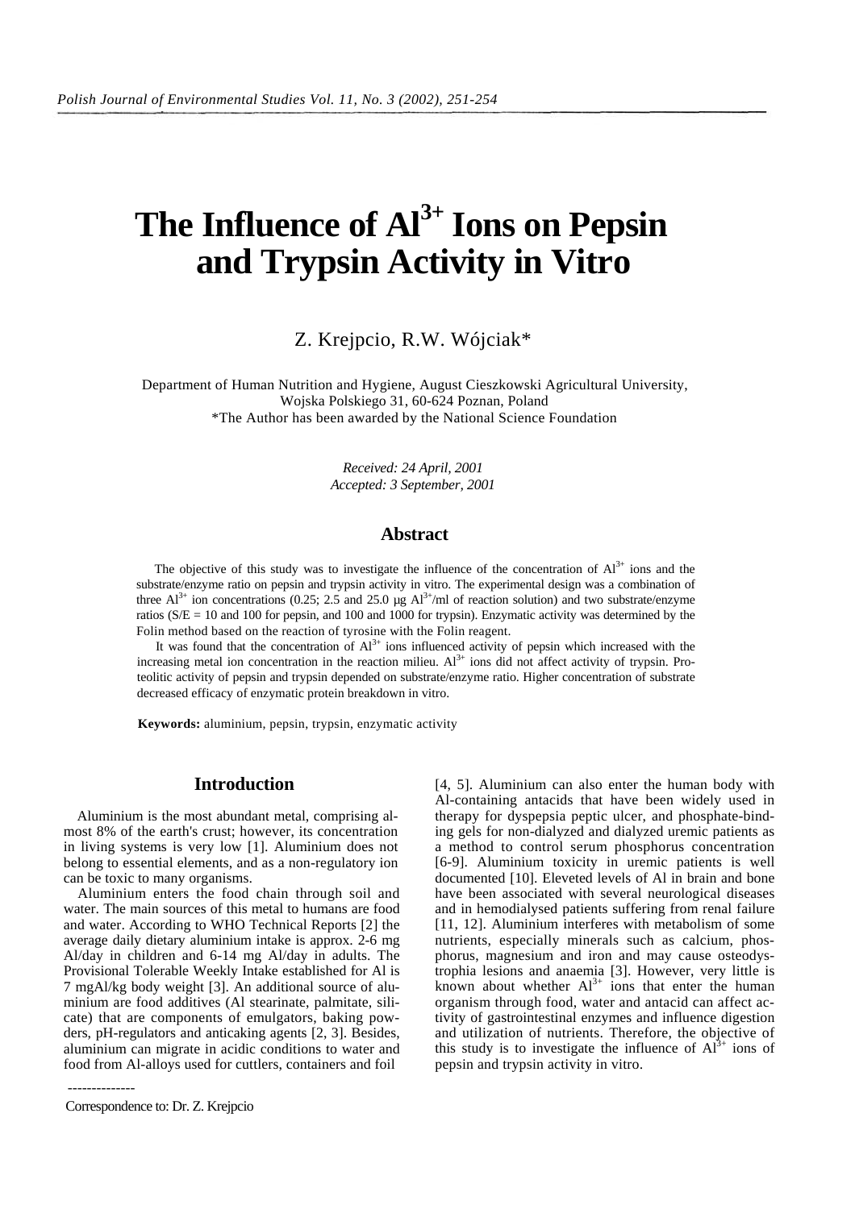# The Influence of $Al^{3+}$ Ions on Pepsin and Trypsin Activity in Vitro

Z. Krejpcio, R.W. Wójciak*

Department of Human Nutrition and Hygiene, August Cieszkowski Agricultural University, Wojska Polskiego 31, 60-624 Poznan, Poland
*The Author has been awarded by the National Science Foundation

*Received: 24 April, 2001*
*Accepted: 3 September, 2001*

## Abstract

The objective of this study was to investigate the influence of the concentration of $Al^{3+}$ ions and the substrate/enzyme ratio on pepsin and trypsin activity in vitro. The experimental design was a combination of three $Al^{3+}$ ion concentrations (0.25; 2.5 and 25.0 μg $Al^{3+}$/ml of reaction solution) and two substrate/enzyme ratios (S/E = 10 and 100 for pepsin, and 100 and 1000 for trypsin). Enzymatic activity was determined by the Folin method based on the reaction of tyrosine with the Folin reagent.

It was found that the concentration of $Al^{3+}$ ions influenced activity of pepsin which increased with the increasing metal ion concentration in the reaction milieu. $Al^{3+}$ ions did not affect activity of trypsin. Proteolitic activity of pepsin and trypsin depended on substrate/enzyme ratio. Higher concentration of substrate decreased efficacy of enzymatic protein breakdown in vitro.

**Keywords:** aluminium, pepsin, trypsin, enzymatic activity

## Introduction

Aluminium is the most abundant metal, comprising almost 8% of the earth's crust; however, its concentration in living systems is very low [1]. Aluminium does not belong to essential elements, and as a non-regulatory ion can be toxic to many organisms.

Aluminium enters the food chain through soil and water. The main sources of this metal to humans are food and water. According to WHO Technical Reports [2] the average daily dietary aluminium intake is approx. 2-6 mg Al/day in children and 6-14 mg Al/day in adults. The Provisional Tolerable Weekly Intake established for Al is 7 mgAl/kg body weight [3]. An additional source of aluminium are food additives (Al stearinate, palmitate, silicate) that are components of emulgators, baking powders, pH-regulators and anticaking agents [2, 3]. Besides, aluminium can migrate in acidic conditions to water and food from Al-alloys used for cuttlers, containers and foil [4, 5]. Aluminium can also enter the human body with Al-containing antacids that have been widely used in therapy for dyspepsia peptic ulcer, and phosphate-binding gels for non-dialyzed and dialyzed uremic patients as a method to control serum phosphorus concentration [6-9]. Aluminium toxicity in uremic patients is well documented [10]. Eleveted levels of Al in brain and bone have been associated with several neurological diseases and in hemodialysed patients suffering from renal failure [11, 12]. Aluminium interferes with metabolism of some nutrients, especially minerals such as calcium, phosphorus, magnesium and iron and may cause osteodystrophia lesions and anaemia [3]. However, very little is known about whether $Al^{3+}$ ions that enter the human organism through food, water and antacid can affect activity of gastrointestinal enzymes and influence digestion and utilization of nutrients. Therefore, the objective of this study is to investigate the influence of $Al^{3+}$ ions of pepsin and trypsin activity in vitro.

Correspondence to: Dr. Z. Krejpcio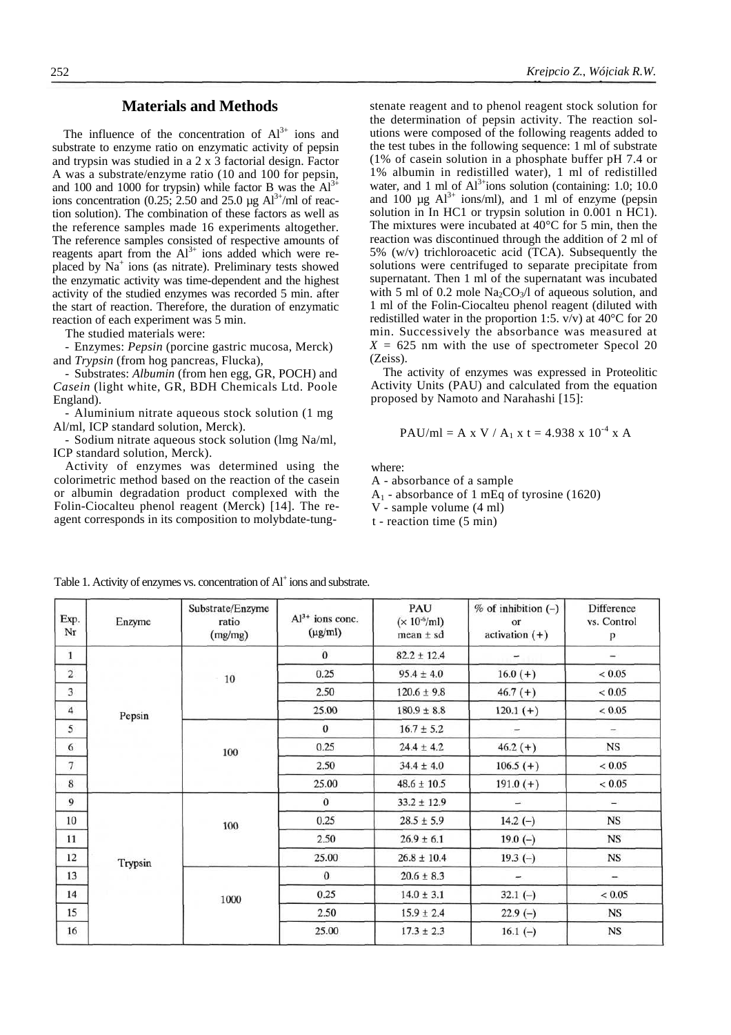## Materials and Methods

The influence of the concentration of $Al^{3+}$ ions and substrate to enzyme ratio on enzymatic activity of pepsin and trypsin was studied in a 2 x 3 factorial design. Factor A was a substrate/enzyme ratio (10 and 100 for pepsin, and 100 and 1000 for trypsin) while factor B was the $Al^{3+}$ ions concentration (0.25; 2.50 and 25.0 µg $Al^{3+}$/ml of reaction solution). The combination of these factors as well as the reference samples made 16 experiments altogether. The reference samples consisted of respective amounts of reagents apart from the $Al^{3+}$ ions added which were replaced by $Na^{+}$ ions (as nitrate). Preliminary tests showed the enzymatic activity was time-dependent and the highest activity of the studied enzymes was recorded 5 min. after the start of reaction. Therefore, the duration of enzymatic reaction of each experiment was 5 min.

The studied materials were:

- Enzymes: *Pepsin* (porcine gastric mucosa, Merck) and *Trypsin* (from hog pancreas, Flucka),
- Substrates: *Albumin* (from hen egg, GR, POCH) and *Casein* (light white, GR, BDH Chemicals Ltd. Poole England).
- Aluminium nitrate aqueous stock solution (1 mg Al/ml, ICP standard solution, Merck).
- Sodium nitrate aqueous stock solution (lmg Na/ml, ICP standard solution, Merck).

Activity of enzymes was determined using the colorimetric method based on the reaction of the casein or albumin degradation product complexed with the Folin-Ciocalteu phenol reagent (Merck) [14]. The reagent corresponds in its composition to molybdate-tungstenate reagent and to phenol reagent stock solution for the determination of pepsin activity. The reaction solutions were composed of the following reagents added to the test tubes in the following sequence: 1 ml of substrate (1% of casein solution in a phosphate buffer pH 7.4 or 1% albumin in redistilled water), 1 ml of redistilled water, and 1 ml of $Al^{3+}$ions solution (containing: 1.0; 10.0 and 100 µg $Al^{3+}$ ions/ml), and 1 ml of enzyme (pepsin solution in In HC1 or trypsin solution in 0.001 n HC1). The mixtures were incubated at 40°C for 5 min, then the reaction was discontinued through the addition of 2 ml of 5% (w/v) trichloroacetic acid (TCA). Subsequently the solutions were centrifuged to separate precipitate from supernatant. Then 1 ml of the supernatant was incubated with 5 ml of 0.2 mole $Na_2CO_3$/l of aqueous solution, and 1 ml of the Folin-Ciocalteu phenol reagent (diluted with redistilled water in the proportion 1:5. v/v) at 40°C for 20 min. Successively the absorbance was measured at $X$ = 625 nm with the use of spectrometer Specol 20 (Zeiss).

The activity of enzymes was expressed in Proteolitic Activity Units (PAU) and calculated from the equation proposed by Namoto and Narahashi [15]:

$$PAU/ml = A \times V / A_1 \times t = 4.938 \times 10^{-4} \times A$$

where:

A - absorbance of a sample
$A_1$ - absorbance of 1 mEq of tyrosine (1620)
V - sample volume (4 ml)
t - reaction time (5 min)

Table 1. Activity of enzymes vs. concentration of $Al^{+}$ ions and substrate.

| Exp. Nr | Enzyme | Substrate/Enzyme ratio (mg/mg) | $Al^{3+}$ ions conc. (µg/ml) | PAU ($\times 10^{-6}$/ml) mean ± sd | % of inhibition (−) or activation (+) | Difference vs. Control p |
|---|---|---|---|---|---|---|
| 1 | Pepsin | 10 | 0 | 82.2 ± 12.4 | – | – |
| 2 | | | 0.25 | 95.4 ± 4.0 | 16.0 (+) | < 0.05 |
| 3 | | | 2.50 | 120.6 ± 9.8 | 46.7 (+) | < 0.05 |
| 4 | | | 25.00 | 180.9 ± 8.8 | 120.1 (+) | < 0.05 |
| 5 | | 100 | 0 | 16.7 ± 5.2 | – | – |
| 6 | | | 0.25 | 24.4 ± 4.2 | 46.2 (+) | NS |
| 7 | | | 2.50 | 34.4 ± 4.0 | 106.5 (+) | < 0.05 |
| 8 | | | 25.00 | 48.6 ± 10.5 | 191.0 (+) | < 0.05 |
| 9 | Trypsin | 100 | 0 | 33.2 ± 12.9 | – | – |
| 10 | | | 0.25 | 28.5 ± 5.9 | 14.2 (−) | NS |
| 11 | | | 2.50 | 26.9 ± 6.1 | 19.0 (−) | NS |
| 12 | | | 25.00 | 26.8 ± 10.4 | 19.3 (−) | NS |
| 13 | | 1000 | 0 | 20.6 ± 8.3 | – | – |
| 14 | | | 0.25 | 14.0 ± 3.1 | 32.1 (−) | < 0.05 |
| 15 | | | 2.50 | 15.9 ± 2.4 | 22.9 (−) | NS |
| 16 | | | 25.00 | 17.3 ± 2.3 | 16.1 (−) | NS |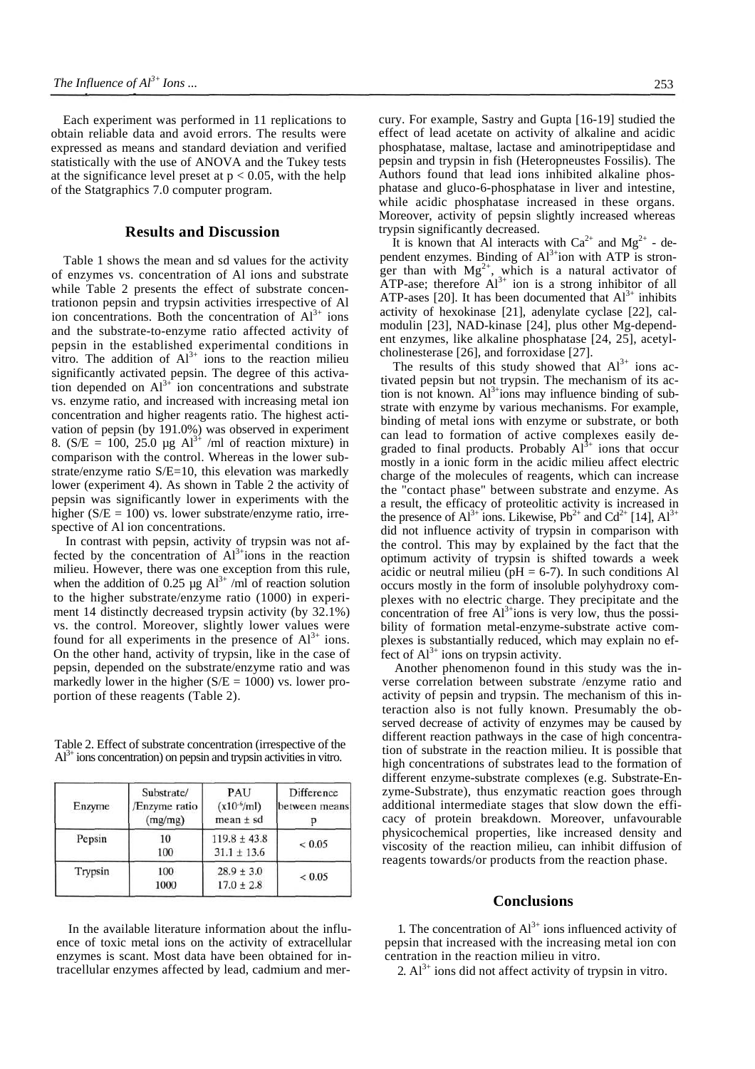Each experiment was performed in 11 replications to obtain reliable data and avoid errors. The results were expressed as means and standard deviation and verified statistically with the use of ANOVA and the Tukey tests at the significance level preset at $p < 0.05$, with the help of the Statgraphics 7.0 computer program.

## Results and Discussion

Table 1 shows the mean and sd values for the activity of enzymes vs. concentration of Al ions and substrate while Table 2 presents the effect of substrate concentrationon pepsin and trypsin activities irrespective of Al ion concentrations. Both the concentration of $Al^{3+}$ ions and the substrate-to-enzyme ratio affected activity of pepsin in the established experimental conditions in vitro. The addition of $Al^{3+}$ ions to the reaction milieu significantly activated pepsin. The degree of this activation depended on $Al^{3+}$ ion concentrations and substrate vs. enzyme ratio, and increased with increasing metal ion concentration and higher reagents ratio. The highest activation of pepsin (by 191.0%) was observed in experiment 8. (S/E = 100, 25.0 µg $Al^{3+}$ /ml of reaction mixture) in comparison with the control. Whereas in the lower substrate/enzyme ratio S/E=10, this elevation was markedly lower (experiment 4). As shown in Table 2 the activity of pepsin was significantly lower in experiments with the higher (S/E = 100) vs. lower substrate/enzyme ratio, irrespective of Al ion concentrations.

In contrast with pepsin, activity of trypsin was not affected by the concentration of $Al^{3+}$ions in the reaction milieu. However, there was one exception from this rule, when the addition of 0.25 µg $Al^{3+}$ /ml of reaction solution to the higher substrate/enzyme ratio (1000) in experiment 14 distinctly decreased trypsin activity (by 32.1%) vs. the control. Moreover, slightly lower values were found for all experiments in the presence of $Al^{3+}$ ions. On the other hand, activity of trypsin, like in the case of pepsin, depended on the substrate/enzyme ratio and was markedly lower in the higher (S/E = 1000) vs. lower proportion of these reagents (Table 2).

Table 2. Effect of substrate concentration (irrespective of the $Al^{3+}$ ions concentration) on pepsin and trypsin activities in vitro.

| Enzyme | Substrate/ /Enzyme ratio (mg/mg) | PAU ($x10^{-6}$/ml) mean ± sd | Difference between means p |
|---|---|---|---|
| Pepsin | 10 | 119.8 ± 43.8 | < 0.05 |
| | 100 | 31.1 ± 13.6 | |
| Trypsin | 100 | 28.9 ± 3.0 | < 0.05 |
| | 1000 | 17.0 ± 2.8 | |

In the available literature information about the influence of toxic metal ions on the activity of extracellular enzymes is scant. Most data have been obtained for intracellular enzymes affected by lead, cadmium and mercury. For example, Sastry and Gupta [16-19] studied the effect of lead acetate on activity of alkaline and acidic phosphatase, maltase, lactase and aminotripeptidase and pepsin and trypsin in fish (Heteropneustes Fossilis). The Authors found that lead ions inhibited alkaline phosphatase and gluco-6-phosphatase in liver and intestine, while acidic phosphatase increased in these organs. Moreover, activity of pepsin slightly increased whereas trypsin significantly decreased.

It is known that Al interacts with $Ca^{2+}$ and $Mg^{2+}$ - dependent enzymes. Binding of $Al^{3+}$ion with ATP is stronger than with $Mg^{2+}$, which is a natural activator of ATP-ase; therefore $Al^{3+}$ ion is a strong inhibitor of all ATP-ases [20]. It has been documented that $Al^{3+}$ inhibits activity of hexokinase [21], adenylate cyclase [22], calmodulin [23], NAD-kinase [24], plus other Mg-dependent enzymes, like alkaline phosphatase [24, 25], acetylcholinesterase [26], and forroxidase [27].

The results of this study showed that $Al^{3+}$ ions activated pepsin but not trypsin. The mechanism of its action is not known. $Al^{3+}$ions may influence binding of substrate with enzyme by various mechanisms. For example, binding of metal ions with enzyme or substrate, or both can lead to formation of active complexes easily degraded to final products. Probably $Al^{3+}$ ions that occur mostly in a ionic form in the acidic milieu affect electric charge of the molecules of reagents, which can increase the "contact phase" between substrate and enzyme. As a result, the efficacy of proteolitic activity is increased in the presence of $Al^{3+}$ ions. Likewise, $Pb^{2+}$ and $Cd^{2+}$ [14], $Al^{3+}$ did not influence activity of trypsin in comparison with the control. This may by explained by the fact that the optimum activity of trypsin is shifted towards a week acidic or neutral milieu (pH = 6-7). In such conditions Al occurs mostly in the form of insoluble polyhydroxy complexes with no electric charge. They precipitate and the concentration of free $Al^{3+}$ions is very low, thus the possibility of formation metal-enzyme-substrate active complexes is substantially reduced, which may explain no effect of $Al^{3+}$ ions on trypsin activity.

Another phenomenon found in this study was the inverse correlation between substrate /enzyme ratio and activity of pepsin and trypsin. The mechanism of this interaction also is not fully known. Presumably the observed decrease of activity of enzymes may be caused by different reaction pathways in the case of high concentration of substrate in the reaction milieu. It is possible that high concentrations of substrates lead to the formation of different enzyme-substrate complexes (e.g. Substrate-Enzyme-Substrate), thus enzymatic reaction goes through additional intermediate stages that slow down the efficacy of protein breakdown. Moreover, unfavourable physicochemical properties, like increased density and viscosity of the reaction milieu, can inhibit diffusion of reagents towards/or products from the reaction phase.

## Conclusions

1. The concentration of $Al^{3+}$ ions influenced activity of pepsin that increased with the increasing metal ion con centration in the reaction milieu in vitro.
2. $Al^{3+}$ ions did not affect activity of trypsin in vitro.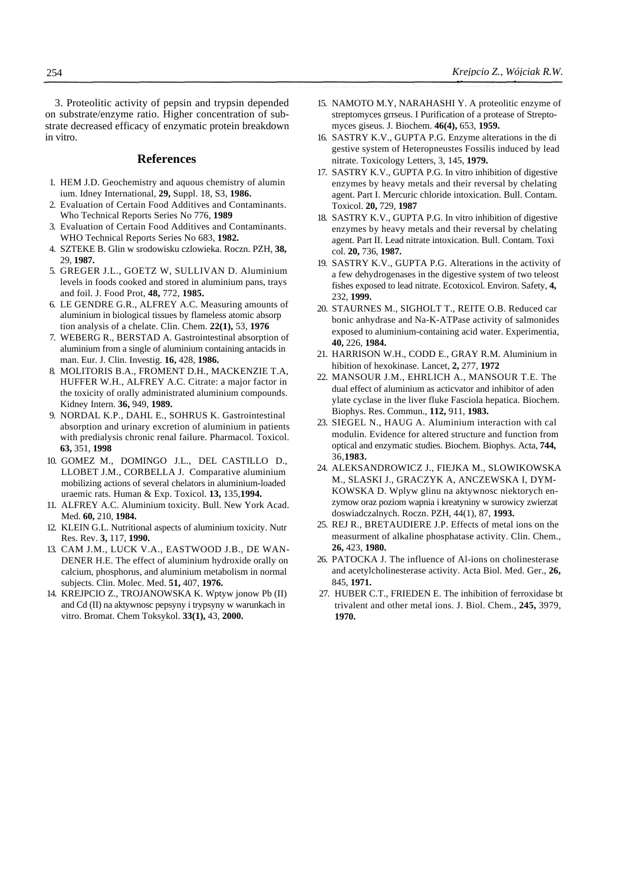3. Proteolitic activity of pepsin and trypsin depended on substrate/enzyme ratio. Higher concentration of substrate decreased efficacy of enzymatic protein breakdown in vitro.

## References

1. HEM J.D. Geochemistry and aquous chemistry of aluminium. Idney International, **29,** Suppl. 18, S3, **1986.**
2. Evaluation of Certain Food Additives and Contaminants. Who Technical Reports Series No 776, **1989**
3. Evaluation of Certain Food Additives and Contaminants. WHO Technical Reports Series No 683, **1982.**
4. SZTEKE B. Glin w srodowisku czlowieka. Roczn. PZH, **38,** 29, **1987.**
5. GREGER J.L., GOETZ W, SULLIVAN D. Aluminium levels in foods cooked and stored in aluminium pans, trays and foil. J. Food Prot, **48,** 772, **1985.**
6. LE GENDRE G.R., ALFREY A.C. Measuring amounts of aluminium in biological tissues by flameless atomic absorption analysis of a chelate. Clin. Chem. **22(1),** 53, **1976**
7. WEBERG R., BERSTAD A. Gastrointestinal absorption of aluminium from a single of aluminium containing antacids in man. Eur. J. Clin. Investig. **16,** 428, **1986.**
8. MOLITORIS B.A., FROMENT D.H., MACKENZIE T.A, HUFFER W.H., ALFREY A.C. Citrate: a major factor in the toxicity of orally administrated aluminium compounds. Kidney Intern. **36,** 949, **1989.**
9. NORDAL K.P., DAHL E., SOHRUS K. Gastrointestinal absorption and urinary excretion of aluminium in patients with predialysis chronic renal failure. Pharmacol. Toxicol. **63,** 351, **1998**
10. GOMEZ M., DOMINGO J.L., DEL CASTILLO D., LLOBET J.M., CORBELLA J. Comparative aluminium mobilizing actions of several chelators in aluminium-loaded uraemic rats. Human & Exp. Toxicol. **13,** 135,**1994.**
11. ALFREY A.C. Aluminium toxicity. Bull. New York Acad. Med. **60,** 210, **1984.**
12. KLEIN G.L. Nutritional aspects of aluminium toxicity. Nutr Res. Rev. **3,** 117, **1990.**
13. CAM J.M., LUCK V.A., EASTWOOD J.B., DE WANDENER H.E. The effect of aluminium hydroxide orally on calcium, phosphorus, and aluminium metabolism in normal subjects. Clin. Molec. Med. **51,** 407, **1976.**
14. KREJPCIO Z., TROJANOWSKA K. Wptyw jonow Pb (II) and Cd (II) na aktywnosc pepsyny i trypsyny w warunkach in vitro. Bromat. Chem Toksykol. **33(1),** 43, **2000.**
15. NAMOTO M.Y, NARAHASHI Y. A proteolitic enzyme of streptomyces grrseus. I Purification of a protease of Streptomyces giseus. J. Biochem. **46(4),** 653, **1959.**
16. SASTRY K.V., GUPTA P.G. Enzyme alterations in the digestive system of Heteropneustes Fossilis induced by lead nitrate. Toxicology Letters, 3, 145, **1979.**
17. SASTRY K.V., GUPTA P.G. In vitro inhibition of digestive enzymes by heavy metals and their reversal by chelating agent. Part I. Mercuric chloride intoxication. Bull. Contam. Toxicol. **20,** 729, **1987**
18. SASTRY K.V., GUPTA P.G. In vitro inhibition of digestive enzymes by heavy metals and their reversal by chelating agent. Part II. Lead nitrate intoxication. Bull. Contam. Toxicol. **20,** 736, **1987.**
19. SASTRY K.V., GUPTA P.G. Alterations in the activity of a few dehydrogenases in the digestive system of two teleost fishes exposed to lead nitrate. Ecotoxicol. Environ. Safety, **4,** 232, **1999.**
20. STAURNES M., SIGHOLT T., REITE O.B. Reduced carbonic anhydrase and Na-K-ATPase activity of salmonides exposed to aluminium-containing acid water. Experimentia, **40,** 226, **1984.**
21. HARRISON W.H., CODD E., GRAY R.M. Aluminium inhibition of hexokinase. Lancet, **2,** 277, **1972**
22. MANSOUR J.M., EHRLICH A., MANSOUR T.E. The dual effect of aluminium as acticvator and inhibitor of adenylate cyclase in the liver fluke Fasciola hepatica. Biochem. Biophys. Res. Commun., **112,** 911, **1983.**
23. SIEGEL N., HAUG A. Aluminium interaction with calmodulin. Evidence for altered structure and function from optical and enzymatic studies. Biochem. Biophys. Acta, **744,** 36,**1983.**
24. ALEKSANDROWICZ J., FIEJKA M., SLOWIKOWSKA M., SLASKI J., GRACZYK A, ANCZEWSKA I, DYMKOWSKA D. Wplyw glinu na aktywnosc niektorych enzymow oraz poziom wapnia i kreatyniny w surowicy zwierzat doswiadczalnych. Roczn. PZH, 44(1), 87, **1993.**
25. REJ R., BRETAUDIERE J.P. Effects of metal ions on the measurment of alkaline phosphatase activity. Clin. Chem., **26,** 423, **1980.**
26. PATOCKA J. The influence of Al-ions on cholinesterase and acetylcholinesterase activity. Acta Biol. Med. Ger., **26,** 845, **1971.**
27. HUBER C.T., FRIEDEN E. The inhibition of ferroxidase bt trivalent and other metal ions. J. Biol. Chem., **245,** 3979, **1970.**